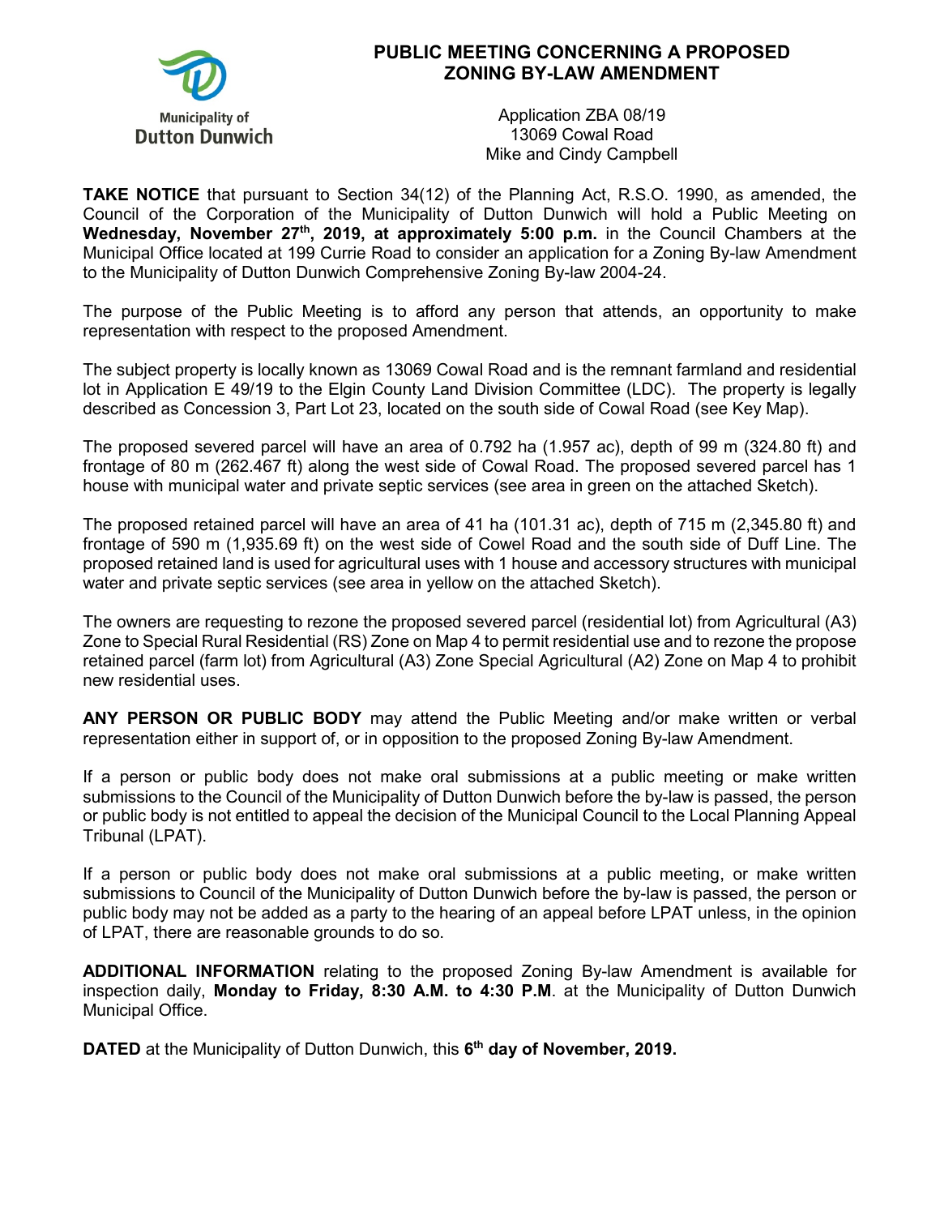Municipality of Dutton Dunwich

# PUBLIC MEETING CONCERNING A PROPOSED ZONING BY-LAW AMENDMENT

Application ZBA 08/19
13069 Cowal Road
Mike and Cindy Campbell

**TAKE NOTICE** that pursuant to Section 34(12) of the Planning Act, R.S.O. 1990, as amended, the Council of the Corporation of the Municipality of Dutton Dunwich will hold a Public Meeting on **Wednesday, November 27th, 2019, at approximately 5:00 p.m.** in the Council Chambers at the Municipal Office located at 199 Currie Road to consider an application for a Zoning By-law Amendment to the Municipality of Dutton Dunwich Comprehensive Zoning By-law 2004-24.

The purpose of the Public Meeting is to afford any person that attends, an opportunity to make representation with respect to the proposed Amendment.

The subject property is locally known as 13069 Cowal Road and is the remnant farmland and residential lot in Application E 49/19 to the Elgin County Land Division Committee (LDC). The property is legally described as Concession 3, Part Lot 23, located on the south side of Cowal Road (see Key Map).

The proposed severed parcel will have an area of 0.792 ha (1.957 ac), depth of 99 m (324.80 ft) and frontage of 80 m (262.467 ft) along the west side of Cowal Road. The proposed severed parcel has 1 house with municipal water and private septic services (see area in green on the attached Sketch).

The proposed retained parcel will have an area of 41 ha (101.31 ac), depth of 715 m (2,345.80 ft) and frontage of 590 m (1,935.69 ft) on the west side of Cowel Road and the south side of Duff Line. The proposed retained land is used for agricultural uses with 1 house and accessory structures with municipal water and private septic services (see area in yellow on the attached Sketch).

The owners are requesting to rezone the proposed severed parcel (residential lot) from Agricultural (A3) Zone to Special Rural Residential (RS) Zone on Map 4 to permit residential use and to rezone the propose retained parcel (farm lot) from Agricultural (A3) Zone Special Agricultural (A2) Zone on Map 4 to prohibit new residential uses.

**ANY PERSON OR PUBLIC BODY** may attend the Public Meeting and/or make written or verbal representation either in support of, or in opposition to the proposed Zoning By-law Amendment.

If a person or public body does not make oral submissions at a public meeting or make written submissions to the Council of the Municipality of Dutton Dunwich before the by-law is passed, the person or public body is not entitled to appeal the decision of the Municipal Council to the Local Planning Appeal Tribunal (LPAT).

If a person or public body does not make oral submissions at a public meeting, or make written submissions to Council of the Municipality of Dutton Dunwich before the by-law is passed, the person or public body may not be added as a party to the hearing of an appeal before LPAT unless, in the opinion of LPAT, there are reasonable grounds to do so.

**ADDITIONAL INFORMATION** relating to the proposed Zoning By-law Amendment is available for inspection daily, **Monday to Friday, 8:30 A.M. to 4:30 P.M**. at the Municipality of Dutton Dunwich Municipal Office.

**DATED** at the Municipality of Dutton Dunwich, this **6th day of November, 2019.**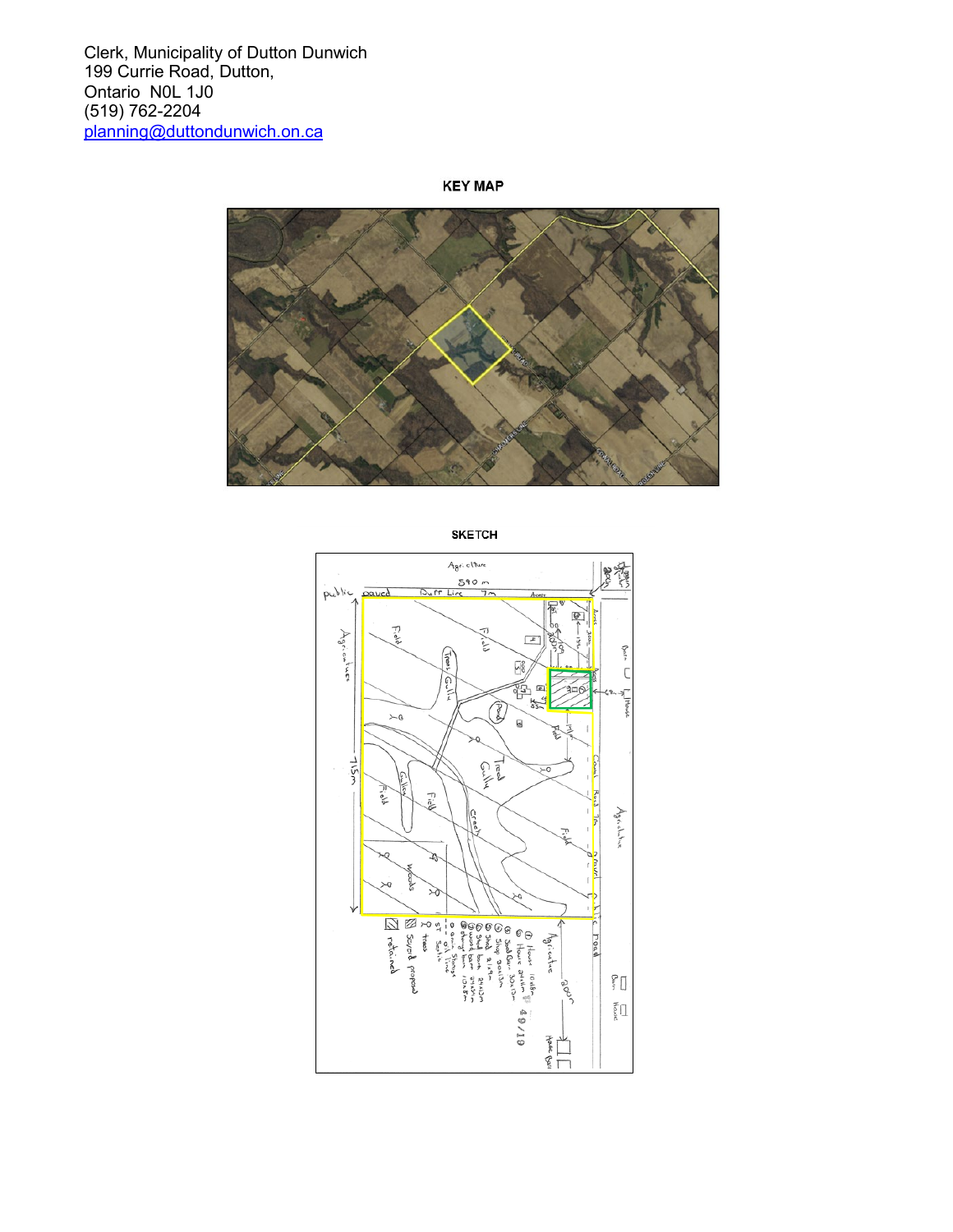Clerk, Municipality of Dutton Dunwich
199 Currie Road, Dutton,
Ontario N0L 1J0
(519) 762-2204
planning@duttondunwich.on.ca

**KEY MAP**

**SKETCH**